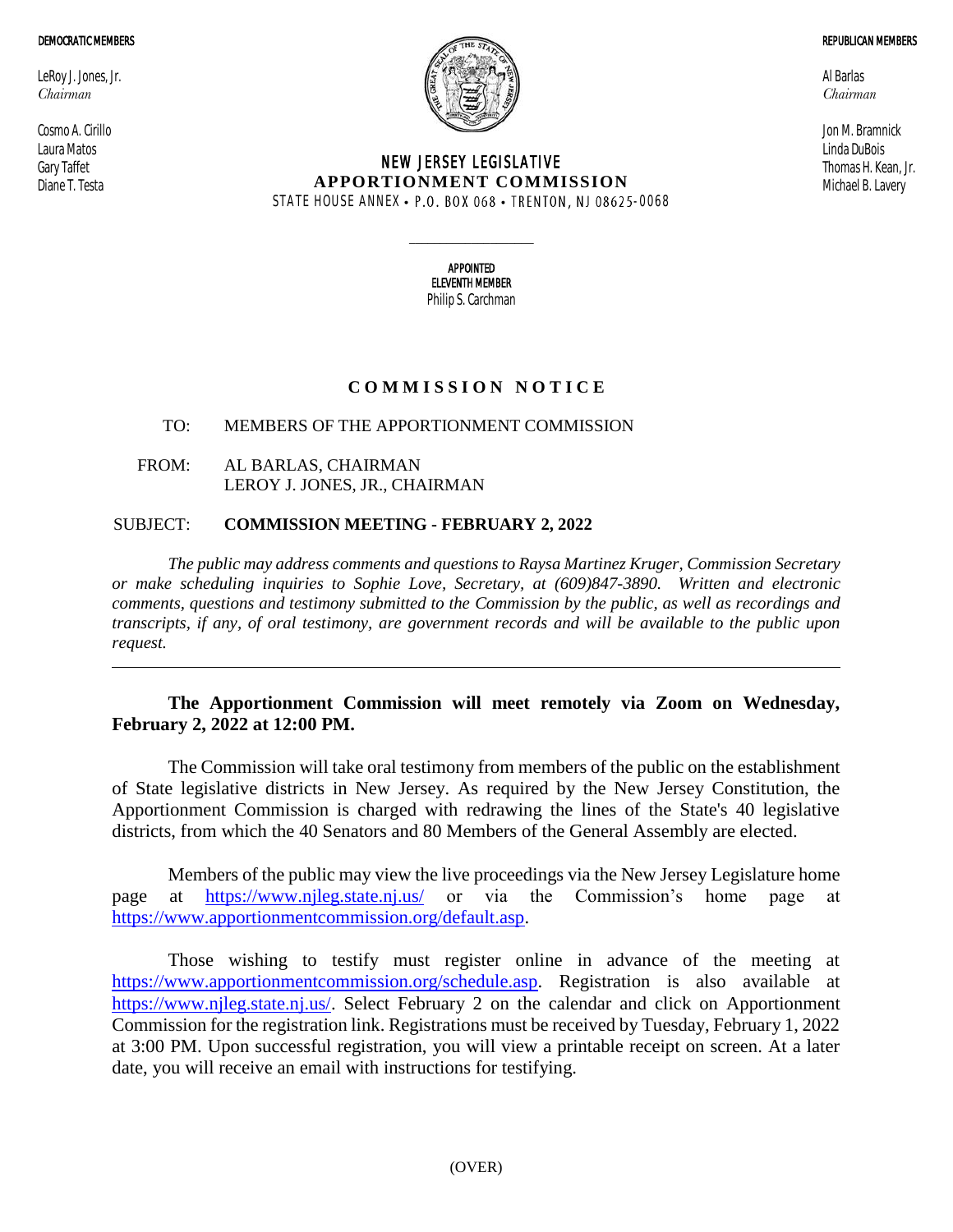**DEMOCRATIC MEMBERS**

LeRoy J. Jones, Jr.
*Chairman*

Cosmo A. Cirillo
Laura Matos
Gary Taffet
Diane T. Testa

**REPUBLICAN MEMBERS**

Al Barlas
*Chairman*

Jon M. Bramnick
Linda DuBois
Thomas H. Kean, Jr.
Michael B. Lavery

# NEW JERSEY LEGISLATIVE APPORTIONMENT COMMISSION

STATE HOUSE ANNEX • P.O. BOX 068 • TRENTON, NJ 08625-0068

---

**APPOINTED ELEVENTH MEMBER**
Philip S. Carchman

## COMMISSION NOTICE

TO: MEMBERS OF THE APPORTIONMENT COMMISSION

FROM: AL BARLAS, CHAIRMAN
LEROY J. JONES, JR., CHAIRMAN

SUBJECT: **COMMISSION MEETING - FEBRUARY 2, 2022**

*The public may address comments and questions to Raysa Martinez Kruger, Commission Secretary or make scheduling inquiries to Sophie Love, Secretary, at (609)847-3890. Written and electronic comments, questions and testimony submitted to the Commission by the public, as well as recordings and transcripts, if any, of oral testimony, are government records and will be available to the public upon request.*

---

**The Apportionment Commission will meet remotely via Zoom on Wednesday, February 2, 2022 at 12:00 PM.**

The Commission will take oral testimony from members of the public on the establishment of State legislative districts in New Jersey. As required by the New Jersey Constitution, the Apportionment Commission is charged with redrawing the lines of the State's 40 legislative districts, from which the 40 Senators and 80 Members of the General Assembly are elected.

Members of the public may view the live proceedings via the New Jersey Legislature home page at https://www.njleg.state.nj.us/ or via the Commission's home page at https://www.apportionmentcommission.org/default.asp.

Those wishing to testify must register online in advance of the meeting at https://www.apportionmentcommission.org/schedule.asp. Registration is also available at https://www.njleg.state.nj.us/. Select February 2 on the calendar and click on Apportionment Commission for the registration link. Registrations must be received by Tuesday, February 1, 2022 at 3:00 PM. Upon successful registration, you will view a printable receipt on screen. At a later date, you will receive an email with instructions for testifying.

(OVER)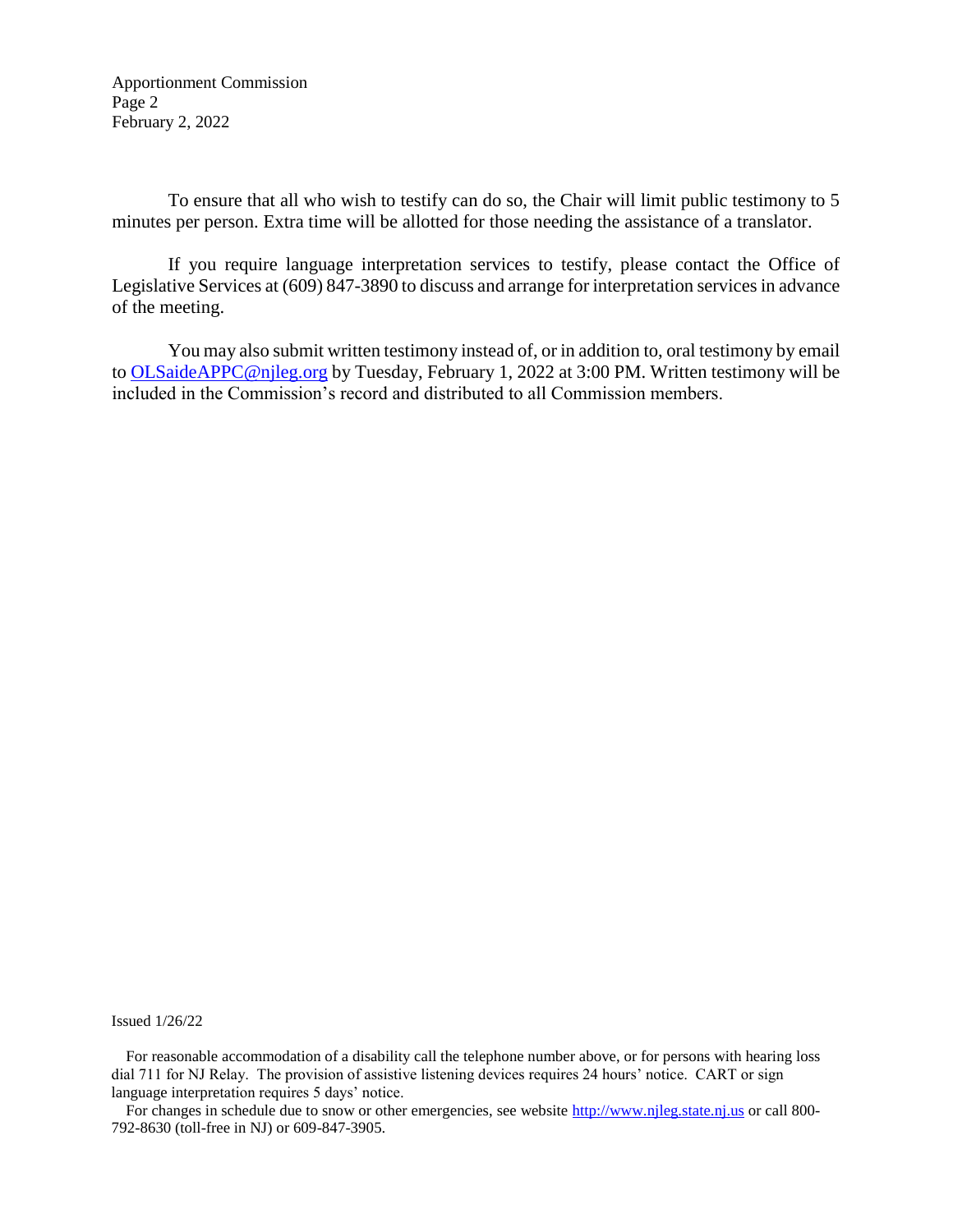To ensure that all who wish to testify can do so, the Chair will limit public testimony to 5 minutes per person. Extra time will be allotted for those needing the assistance of a translator.

If you require language interpretation services to testify, please contact the Office of Legislative Services at (609) 847-3890 to discuss and arrange for interpretation services in advance of the meeting.

You may also submit written testimony instead of, or in addition to, oral testimony by email to OLSaideAPPC@njleg.org by Tuesday, February 1, 2022 at 3:00 PM. Written testimony will be included in the Commission's record and distributed to all Commission members.

Issued 1/26/22

For reasonable accommodation of a disability call the telephone number above, or for persons with hearing loss dial 711 for NJ Relay. The provision of assistive listening devices requires 24 hours' notice. CART or sign language interpretation requires 5 days' notice.

For changes in schedule due to snow or other emergencies, see website http://www.njleg.state.nj.us or call 800-792-8630 (toll-free in NJ) or 609-847-3905.